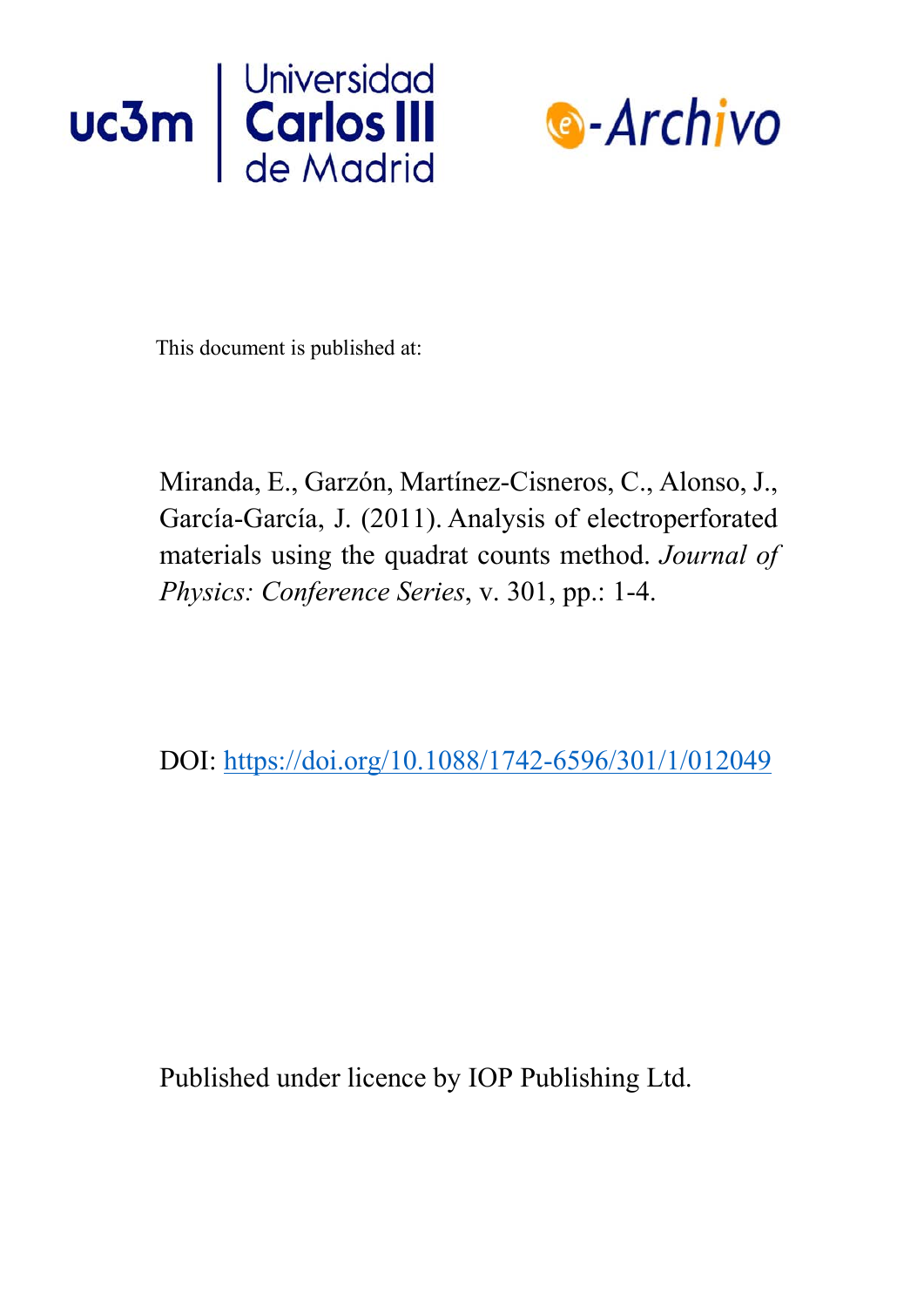This document is published at:

Miranda, E., Garzón, Martínez-Cisneros, C., Alonso, J., García-García, J. (2011). Analysis of electroperforated materials using the quadrat counts method. *Journal of Physics: Conference Series*, v. 301, pp.: 1-4.

DOI: https://doi.org/10.1088/1742-6596/301/1/012049

Published under licence by IOP Publishing Ltd.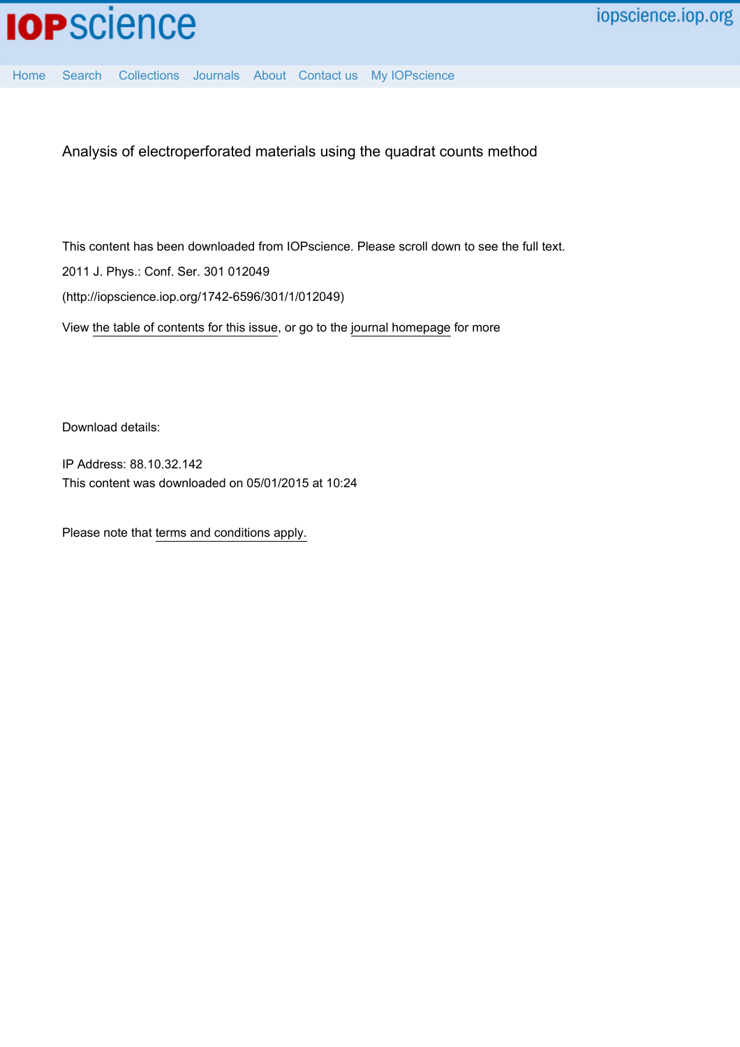Analysis of electroperforated materials using the quadrat counts method

This content has been downloaded from IOPscience. Please scroll down to see the full text.

2011 J. Phys.: Conf. Ser. 301 012049

(http://iopscience.iop.org/1742-6596/301/1/012049)

View the table of contents for this issue, or go to the journal homepage for more

Download details:

IP Address: 88.10.32.142

This content was downloaded on 05/01/2015 at 10:24

Please note that terms and conditions apply.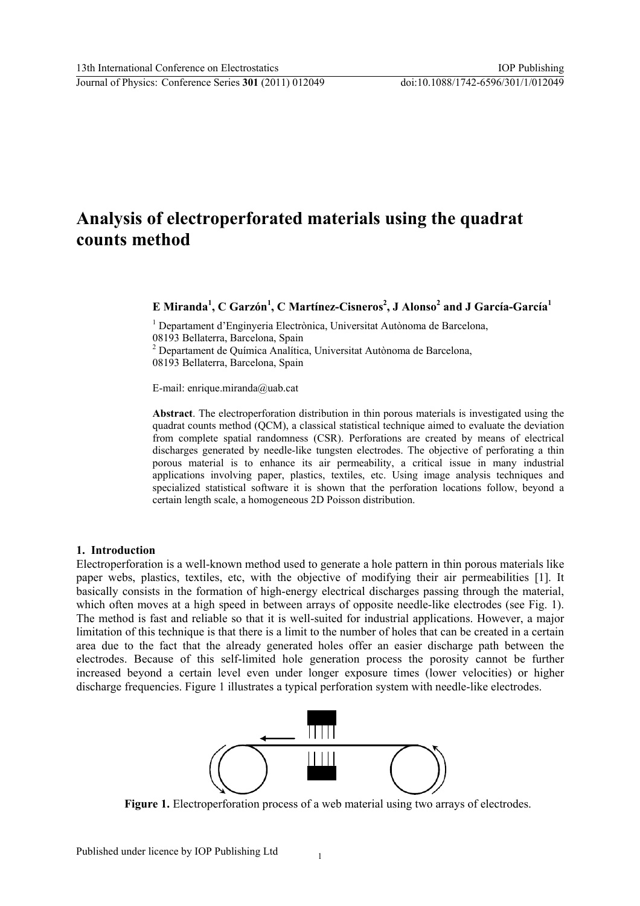# Analysis of electroperforated materials using the quadrat counts method

**E Miranda[1], C Garzón[1], C Martínez-Cisneros[2], J Alonso[2] and J García-García[1]**

[1] Departament d'Enginyeria Electrònica, Universitat Autònoma de Barcelona, 08193 Bellaterra, Barcelona, Spain

[2] Departament de Química Analítica, Universitat Autònoma de Barcelona, 08193 Bellaterra, Barcelona, Spain

E-mail: enrique.miranda@uab.cat

**Abstract**. The electroperforation distribution in thin porous materials is investigated using the quadrat counts method (QCM), a classical statistical technique aimed to evaluate the deviation from complete spatial randomness (CSR). Perforations are created by means of electrical discharges generated by needle-like tungsten electrodes. The objective of perforating a thin porous material is to enhance its air permeability, a critical issue in many industrial applications involving paper, plastics, textiles, etc. Using image analysis techniques and specialized statistical software it is shown that the perforation locations follow, beyond a certain length scale, a homogeneous 2D Poisson distribution.

## 1. Introduction

Electroperforation is a well-known method used to generate a hole pattern in thin porous materials like paper webs, plastics, textiles, etc, with the objective of modifying their air permeabilities [1]. It basically consists in the formation of high-energy electrical discharges passing through the material, which often moves at a high speed in between arrays of opposite needle-like electrodes (see Fig. 1). The method is fast and reliable so that it is well-suited for industrial applications. However, a major limitation of this technique is that there is a limit to the number of holes that can be created in a certain area due to the fact that the already generated holes offer an easier discharge path between the electrodes. Because of this self-limited hole generation process the porosity cannot be further increased beyond a certain level even under longer exposure times (lower velocities) or higher discharge frequencies. Figure 1 illustrates a typical perforation system with needle-like electrodes.

**Figure 1.** Electroperforation process of a web material using two arrays of electrodes.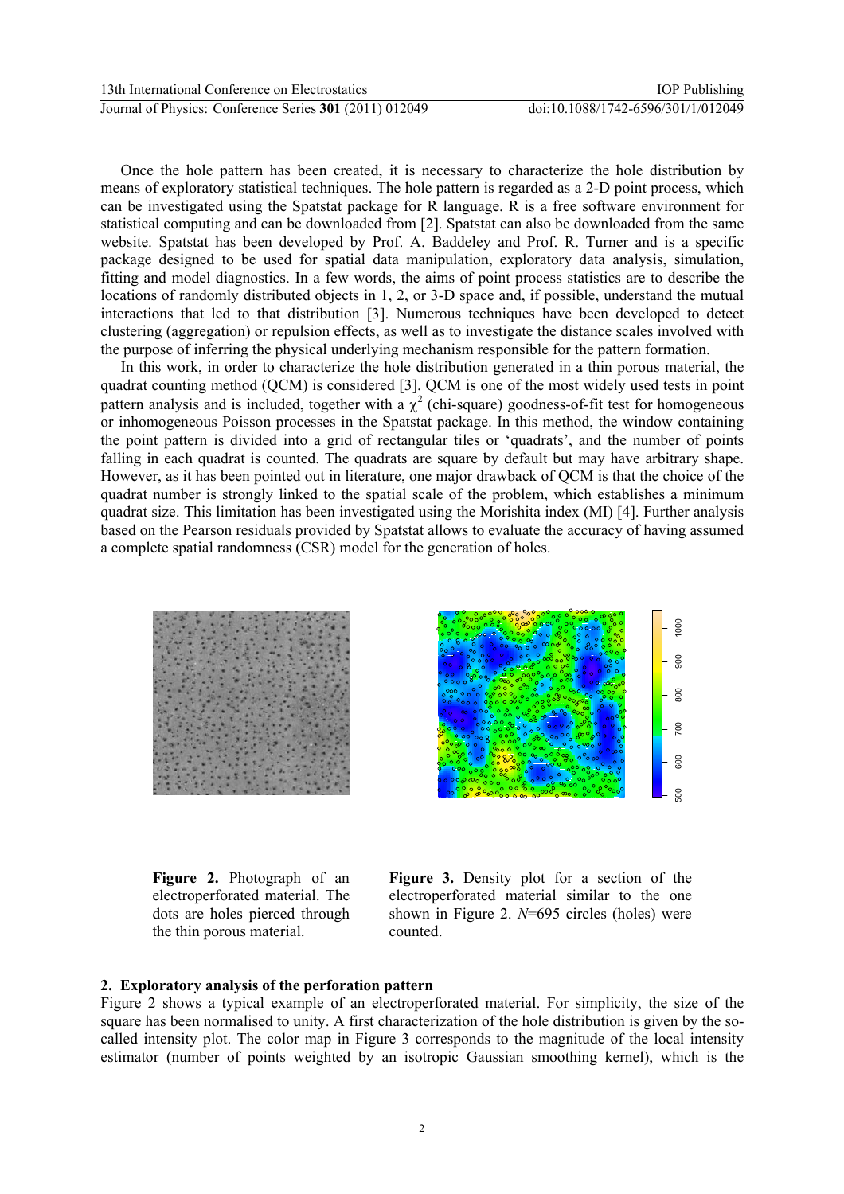Once the hole pattern has been created, it is necessary to characterize the hole distribution by means of exploratory statistical techniques. The hole pattern is regarded as a 2-D point process, which can be investigated using the Spatstat package for R language. R is a free software environment for statistical computing and can be downloaded from [2]. Spatstat can also be downloaded from the same website. Spatstat has been developed by Prof. A. Baddeley and Prof. R. Turner and is a specific package designed to be used for spatial data manipulation, exploratory data analysis, simulation, fitting and model diagnostics. In a few words, the aims of point process statistics are to describe the locations of randomly distributed objects in 1, 2, or 3-D space and, if possible, understand the mutual interactions that led to that distribution [3]. Numerous techniques have been developed to detect clustering (aggregation) or repulsion effects, as well as to investigate the distance scales involved with the purpose of inferring the physical underlying mechanism responsible for the pattern formation.

In this work, in order to characterize the hole distribution generated in a thin porous material, the quadrat counting method (QCM) is considered [3]. QCM is one of the most widely used tests in point pattern analysis and is included, together with a $\chi^2$ (chi-square) goodness-of-fit test for homogeneous or inhomogeneous Poisson processes in the Spatstat package. In this method, the window containing the point pattern is divided into a grid of rectangular tiles or 'quadrats', and the number of points falling in each quadrat is counted. The quadrats are square by default but may have arbitrary shape. However, as it has been pointed out in literature, one major drawback of QCM is that the choice of the quadrat number is strongly linked to the spatial scale of the problem, which establishes a minimum quadrat size. This limitation has been investigated using the Morishita index (MI) [4]. Further analysis based on the Pearson residuals provided by Spatstat allows to evaluate the accuracy of having assumed a complete spatial randomness (CSR) model for the generation of holes.

**Figure 2.** Photograph of an electroperforated material. The dots are holes pierced through the thin porous material.

**Figure 3.** Density plot for a section of the electroperforated material similar to the one shown in Figure 2. $N$=695 circles (holes) were counted.

## 2. Exploratory analysis of the perforation pattern

Figure 2 shows a typical example of an electroperforated material. For simplicity, the size of the square has been normalised to unity. A first characterization of the hole distribution is given by the so-called intensity plot. The color map in Figure 3 corresponds to the magnitude of the local intensity estimator (number of points weighted by an isotropic Gaussian smoothing kernel), which is the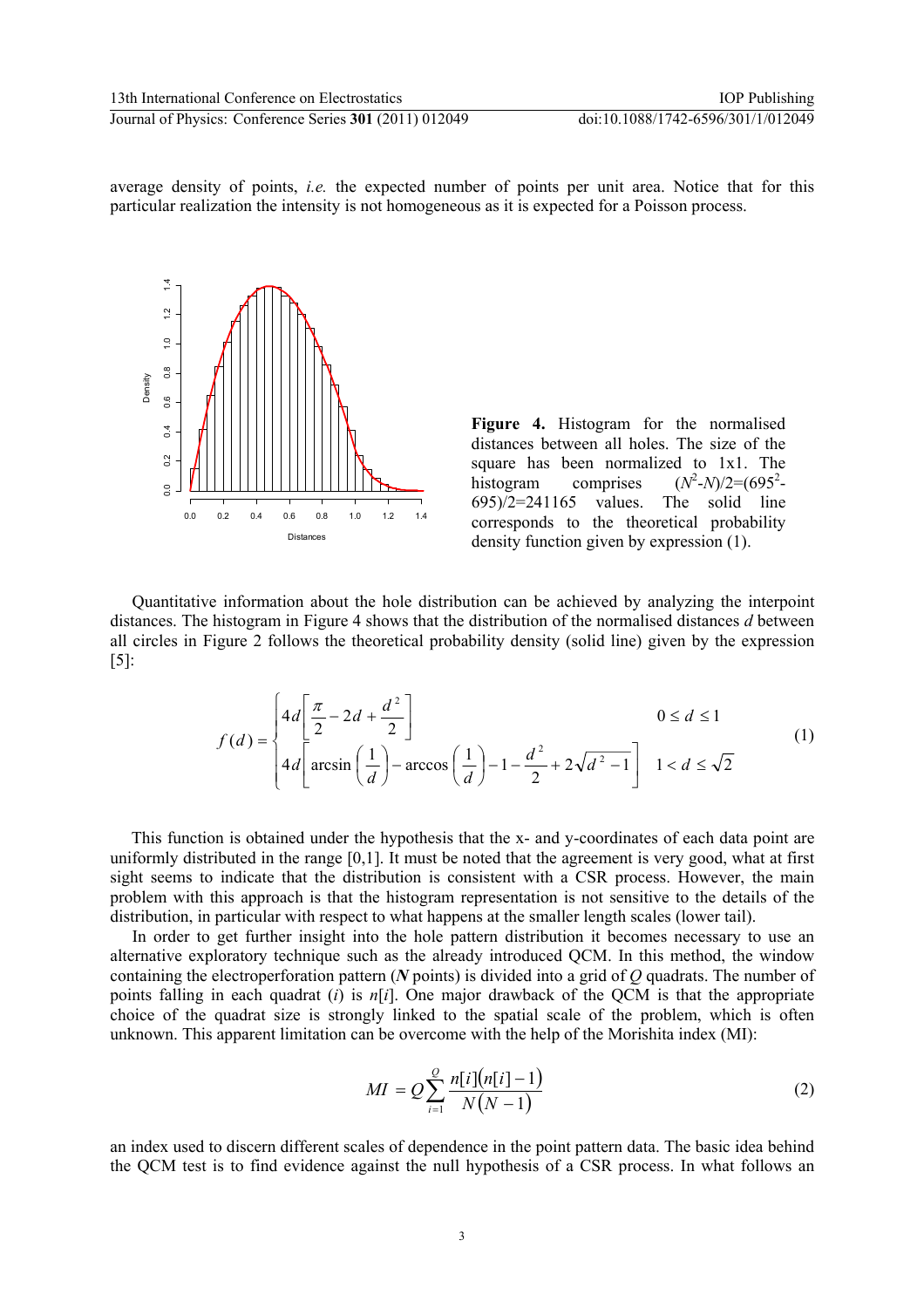average density of points, *i.e.* the expected number of points per unit area. Notice that for this particular realization the intensity is not homogeneous as it is expected for a Poisson process.

**Figure 4.** Histogram for the normalised distances between all holes. The size of the square has been normalized to 1x1. The histogram comprises $(N^2-N)/2=(695^2-695)/2=241165$ values. The solid line corresponds to the theoretical probability density function given by expression (1).

Quantitative information about the hole distribution can be achieved by analyzing the interpoint distances. The histogram in Figure 4 shows that the distribution of the normalised distances $d$ between all circles in Figure 2 follows the theoretical probability density (solid line) given by the expression [5]:

$$f(d) = \begin{cases} 4d\left[\dfrac{\pi}{2} - 2d + \dfrac{d^2}{2}\right] & 0 \le d \le 1 \\ 4d\left[\arcsin\left(\dfrac{1}{d}\right) - \arccos\left(\dfrac{1}{d}\right) - 1 - \dfrac{d^2}{2} + 2\sqrt{d^2-1}\right] & 1 < d \le \sqrt{2} \end{cases} \tag{1}$$

This function is obtained under the hypothesis that the x- and y-coordinates of each data point are uniformly distributed in the range [0,1]. It must be noted that the agreement is very good, what at first sight seems to indicate that the distribution is consistent with a CSR process. However, the main problem with this approach is that the histogram representation is not sensitive to the details of the distribution, in particular with respect to what happens at the smaller length scales (lower tail).

In order to get further insight into the hole pattern distribution it becomes necessary to use an alternative exploratory technique such as the already introduced QCM. In this method, the window containing the electroperforation pattern (***N*** points) is divided into a grid of $Q$ quadrats. The number of points falling in each quadrat ($i$) is $n[i]$. One major drawback of the QCM is that the appropriate choice of the quadrat size is strongly linked to the spatial scale of the problem, which is often unknown. This apparent limitation can be overcome with the help of the Morishita index (MI):

$$MI = Q\sum_{i=1}^{Q} \frac{n[i]\left(n[i]-1\right)}{N\left(N-1\right)} \tag{2}$$

an index used to discern different scales of dependence in the point pattern data. The basic idea behind the QCM test is to find evidence against the null hypothesis of a CSR process. In what follows an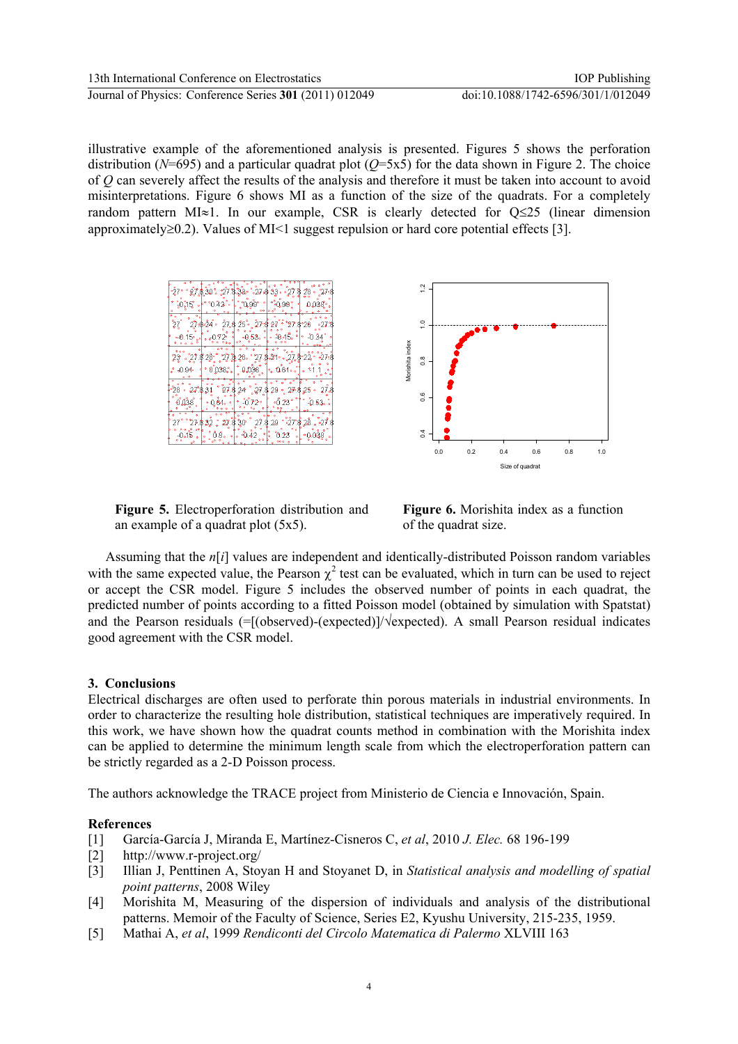illustrative example of the aforementioned analysis is presented. Figures 5 shows the perforation distribution ($N$=695) and a particular quadrat plot ($Q$=5x5) for the data shown in Figure 2. The choice of $Q$ can severely affect the results of the analysis and therefore it must be taken into account to avoid misinterpretations. Figure 6 shows MI as a function of the size of the quadrats. For a completely random pattern MI≈1. In our example, CSR is clearly detected for Q≤25 (linear dimension approximately≥0.2). Values of MI<1 suggest repulsion or hard core potential effects [3].

27 27.8 30 27.8 28 27.8 33 27.8 28 27.8
0.15 0.42 0.19 0.98 0.038
27 27.8 24 27.8 25 27.8 27 27.8 26 27.8
-0.15 -0.72 -0.53 -0.15 -0.34
23 27.8 28 27.8 28 27.8 31 27.8 22 27.8
-0.94 0.038 0.038 0.61 -1.1
28 27.8 31 27.8 24 27.8 29 27.8 25 27.8
0.038 0.61 -0.72 0.23 -0.53
27 27.8 32 27.8 30 27.8 29 27.8 28 27.8
-0.15 0.8 0.42 0.23 0.038

**Figure 5.** Electroperforation distribution and an example of a quadrat plot (5x5).

Morishita index

0.4
0.6
0.8
1.0
1.2

0.0 0.2 0.4 0.6 0.8 1.0

Size of quadrat

**Figure 6.** Morishita index as a function of the quadrat size.

Assuming that the $n[i]$ values are independent and identically-distributed Poisson random variables with the same expected value, the Pearson $\chi^2$ test can be evaluated, which in turn can be used to reject or accept the CSR model. Figure 5 includes the observed number of points in each quadrat, the predicted number of points according to a fitted Poisson model (obtained by simulation with Spatstat) and the Pearson residuals (=[(observed)-(expected)]/√expected). A small Pearson residual indicates good agreement with the CSR model.

## 3. Conclusions

Electrical discharges are often used to perforate thin porous materials in industrial environments. In order to characterize the resulting hole distribution, statistical techniques are imperatively required. In this work, we have shown how the quadrat counts method in combination with the Morishita index can be applied to determine the minimum length scale from which the electroperforation pattern can be strictly regarded as a 2-D Poisson process.

The authors acknowledge the TRACE project from Ministerio de Ciencia e Innovación, Spain.

## References

[1] García-García J, Miranda E, Martínez-Cisneros C, *et al*, 2010 *J. Elec.* 68 196-199

[2] http://www.r-project.org/

[3] Illian J, Penttinen A, Stoyan H and Stoyanet D, in *Statistical analysis and modelling of spatial point patterns*, 2008 Wiley

[4] Morishita M, Measuring of the dispersion of individuals and analysis of the distributional patterns. Memoir of the Faculty of Science, Series E2, Kyushu University, 215-235, 1959.

[5] Mathai A, *et al*, 1999 *Rendiconti del Circolo Matematica di Palermo* XLVIII 163